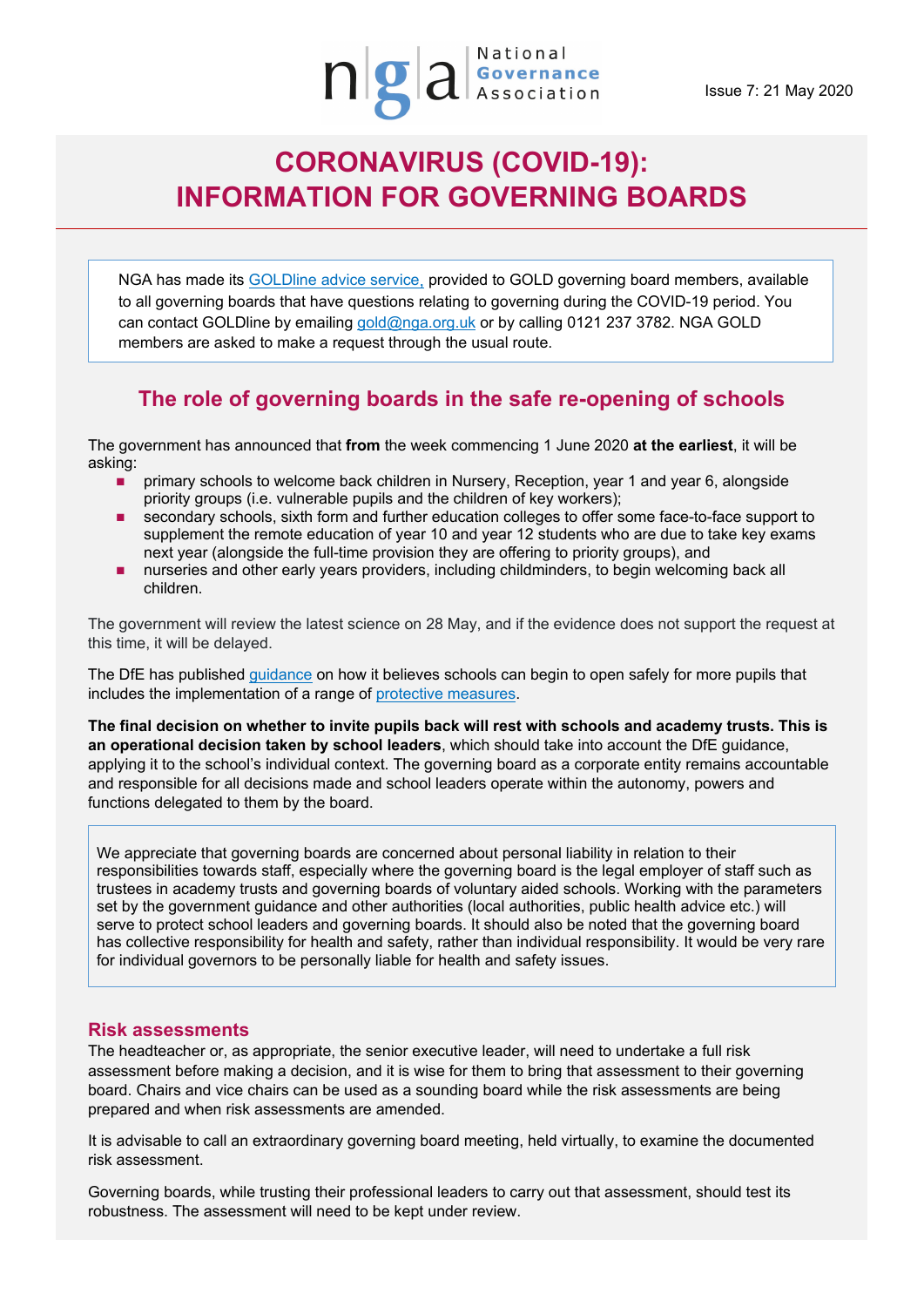Issue 7: 21 May 2020

# CORONAVIRUS (COVID-19): INFORMATION FOR GOVERNING BOARDS

NGA has made its GOLDline advice service, provided to GOLD governing board members, available to all governing boards that have questions relating to governing during the COVID-19 period. You can contact GOLDline by emailing gold@nga.org.uk or by calling 0121 237 3782. NGA GOLD members are asked to make a request through the usual route.

## The role of governing boards in the safe re-opening of schools

The government has announced that **from** the week commencing 1 June 2020 **at the earliest**, it will be asking:

- primary schools to welcome back children in Nursery, Reception, year 1 and year 6, alongside priority groups (i.e. vulnerable pupils and the children of key workers);
- secondary schools, sixth form and further education colleges to offer some face-to-face support to supplement the remote education of year 10 and year 12 students who are due to take key exams next year (alongside the full-time provision they are offering to priority groups), and
- nurseries and other early years providers, including childminders, to begin welcoming back all children.

The government will review the latest science on 28 May, and if the evidence does not support the request at this time, it will be delayed.

The DfE has published guidance on how it believes schools can begin to open safely for more pupils that includes the implementation of a range of protective measures.

**The final decision on whether to invite pupils back will rest with schools and academy trusts. This is an operational decision taken by school leaders**, which should take into account the DfE guidance, applying it to the school's individual context. The governing board as a corporate entity remains accountable and responsible for all decisions made and school leaders operate within the autonomy, powers and functions delegated to them by the board.

We appreciate that governing boards are concerned about personal liability in relation to their responsibilities towards staff, especially where the governing board is the legal employer of staff such as trustees in academy trusts and governing boards of voluntary aided schools. Working with the parameters set by the government guidance and other authorities (local authorities, public health advice etc.) will serve to protect school leaders and governing boards. It should also be noted that the governing board has collective responsibility for health and safety, rather than individual responsibility. It would be very rare for individual governors to be personally liable for health and safety issues.

### Risk assessments

The headteacher or, as appropriate, the senior executive leader, will need to undertake a full risk assessment before making a decision, and it is wise for them to bring that assessment to their governing board. Chairs and vice chairs can be used as a sounding board while the risk assessments are being prepared and when risk assessments are amended.

It is advisable to call an extraordinary governing board meeting, held virtually, to examine the documented risk assessment.

Governing boards, while trusting their professional leaders to carry out that assessment, should test its robustness. The assessment will need to be kept under review.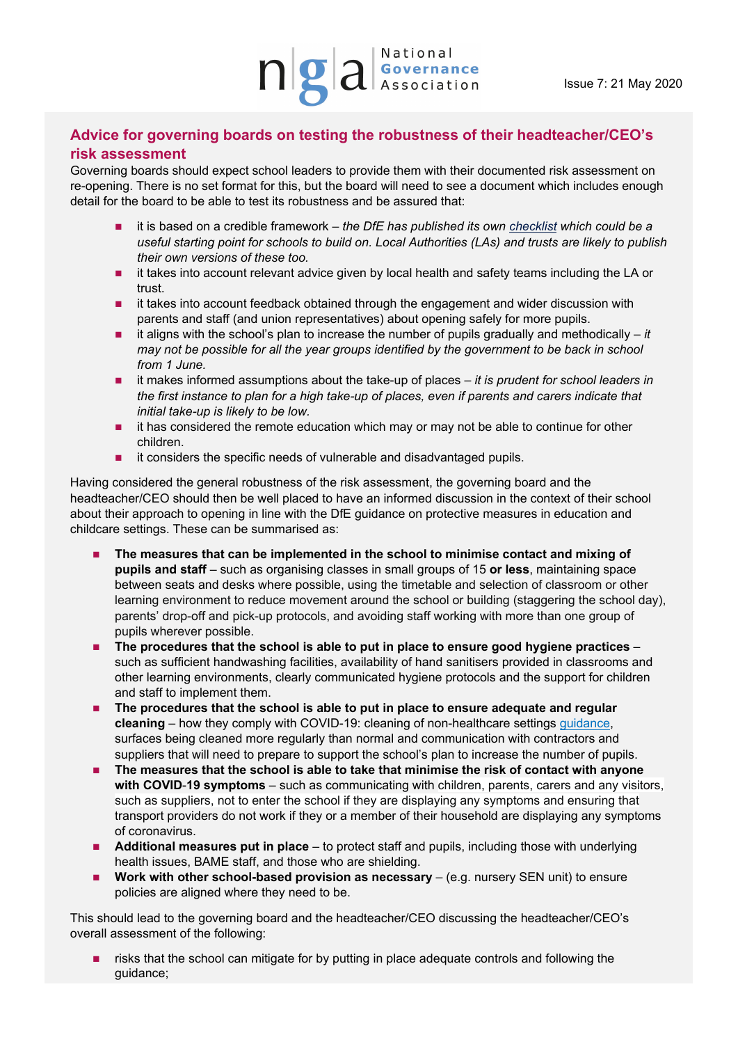## Advice for governing boards on testing the robustness of their headteacher/CEO's risk assessment

Governing boards should expect school leaders to provide them with their documented risk assessment on re-opening. There is no set format for this, but the board will need to see a document which includes enough detail for the board to be able to test its robustness and be assured that:

- it is based on a credible framework – *the DfE has published its own checklist which could be a useful starting point for schools to build on. Local Authorities (LAs) and trusts are likely to publish their own versions of these too.*
- it takes into account relevant advice given by local health and safety teams including the LA or trust.
- it takes into account feedback obtained through the engagement and wider discussion with parents and staff (and union representatives) about opening safely for more pupils.
- it aligns with the school's plan to increase the number of pupils gradually and methodically – *it may not be possible for all the year groups identified by the government to be back in school from 1 June.*
- it makes informed assumptions about the take-up of places – *it is prudent for school leaders in the first instance to plan for a high take-up of places, even if parents and carers indicate that initial take-up is likely to be low.*
- it has considered the remote education which may or may not be able to continue for other children.
- it considers the specific needs of vulnerable and disadvantaged pupils.

Having considered the general robustness of the risk assessment, the governing board and the headteacher/CEO should then be well placed to have an informed discussion in the context of their school about their approach to opening in line with the DfE guidance on protective measures in education and childcare settings. These can be summarised as:

- **The measures that can be implemented in the school to minimise contact and mixing of pupils and staff** – such as organising classes in small groups of 15 **or less**, maintaining space between seats and desks where possible, using the timetable and selection of classroom or other learning environment to reduce movement around the school or building (staggering the school day), parents' drop-off and pick-up protocols, and avoiding staff working with more than one group of pupils wherever possible.
- **The procedures that the school is able to put in place to ensure good hygiene practices** – such as sufficient handwashing facilities, availability of hand sanitisers provided in classrooms and other learning environments, clearly communicated hygiene protocols and the support for children and staff to implement them.
- **The procedures that the school is able to put in place to ensure adequate and regular cleaning** – how they comply with COVID-19: cleaning of non-healthcare settings guidance, surfaces being cleaned more regularly than normal and communication with contractors and suppliers that will need to prepare to support the school's plan to increase the number of pupils.
- **The measures that the school is able to take that minimise the risk of contact with anyone with COVID-19 symptoms** – such as communicating with children, parents, carers and any visitors, such as suppliers, not to enter the school if they are displaying any symptoms and ensuring that transport providers do not work if they or a member of their household are displaying any symptoms of coronavirus.
- **Additional measures put in place** – to protect staff and pupils, including those with underlying health issues, BAME staff, and those who are shielding.
- **Work with other school-based provision as necessary** – (e.g. nursery SEN unit) to ensure policies are aligned where they need to be.

This should lead to the governing board and the headteacher/CEO discussing the headteacher/CEO's overall assessment of the following:

- risks that the school can mitigate for by putting in place adequate controls and following the guidance;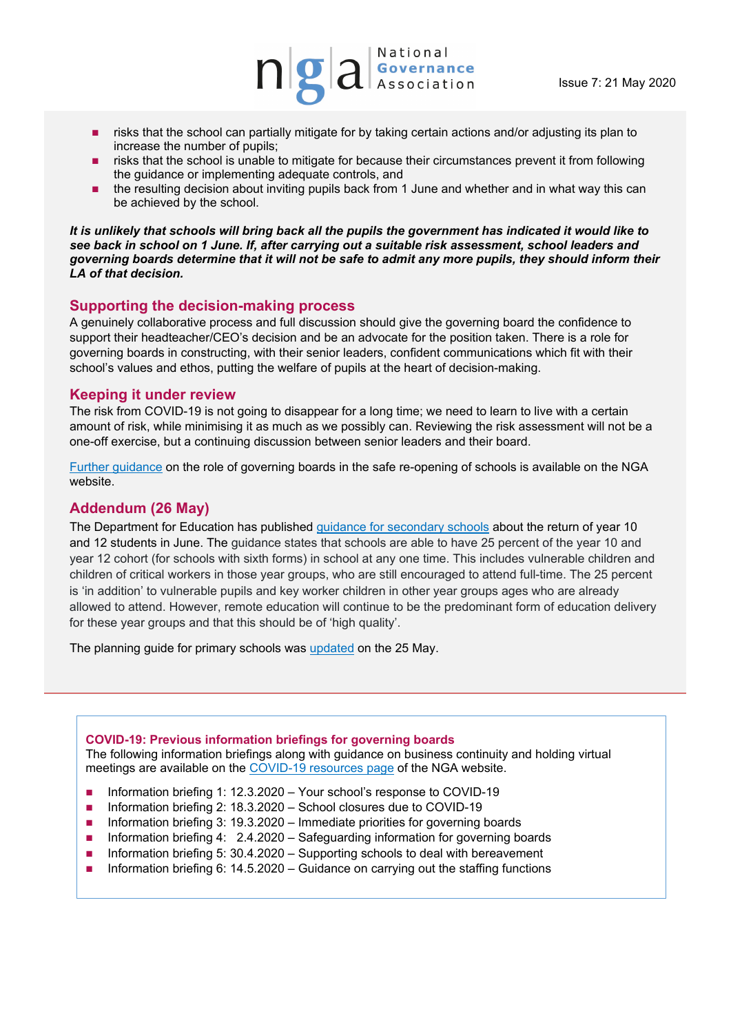- risks that the school can partially mitigate for by taking certain actions and/or adjusting its plan to increase the number of pupils;
- risks that the school is unable to mitigate for because their circumstances prevent it from following the guidance or implementing adequate controls, and
- the resulting decision about inviting pupils back from 1 June and whether and in what way this can be achieved by the school.

***It is unlikely that schools will bring back all the pupils the government has indicated it would like to see back in school on 1 June. If, after carrying out a suitable risk assessment, school leaders and governing boards determine that it will not be safe to admit any more pupils, they should inform their LA of that decision.***

## Supporting the decision-making process

A genuinely collaborative process and full discussion should give the governing board the confidence to support their headteacher/CEO's decision and be an advocate for the position taken. There is a role for governing boards in constructing, with their senior leaders, confident communications which fit with their school's values and ethos, putting the welfare of pupils at the heart of decision-making.

## Keeping it under review

The risk from COVID-19 is not going to disappear for a long time; we need to learn to live with a certain amount of risk, while minimising it as much as we possibly can. Reviewing the risk assessment will not be a one-off exercise, but a continuing discussion between senior leaders and their board.

Further guidance on the role of governing boards in the safe re-opening of schools is available on the NGA website.

## Addendum (26 May)

The Department for Education has published guidance for secondary schools about the return of year 10 and 12 students in June. The guidance states that schools are able to have 25 percent of the year 10 and year 12 cohort (for schools with sixth forms) in school at any one time. This includes vulnerable children and children of critical workers in those year groups, who are still encouraged to attend full-time. The 25 percent is 'in addition' to vulnerable pupils and key worker children in other year groups ages who are already allowed to attend. However, remote education will continue to be the predominant form of education delivery for these year groups and that this should be of 'high quality'.

The planning guide for primary schools was updated on the 25 May.

---

**COVID-19: Previous information briefings for governing boards**

The following information briefings along with guidance on business continuity and holding virtual meetings are available on the COVID-19 resources page of the NGA website.

- Information briefing 1: 12.3.2020 – Your school's response to COVID-19
- Information briefing 2: 18.3.2020 – School closures due to COVID-19
- Information briefing 3: 19.3.2020 – Immediate priorities for governing boards
- Information briefing 4: 2.4.2020 – Safeguarding information for governing boards
- Information briefing 5: 30.4.2020 – Supporting schools to deal with bereavement
- Information briefing 6: 14.5.2020 – Guidance on carrying out the staffing functions